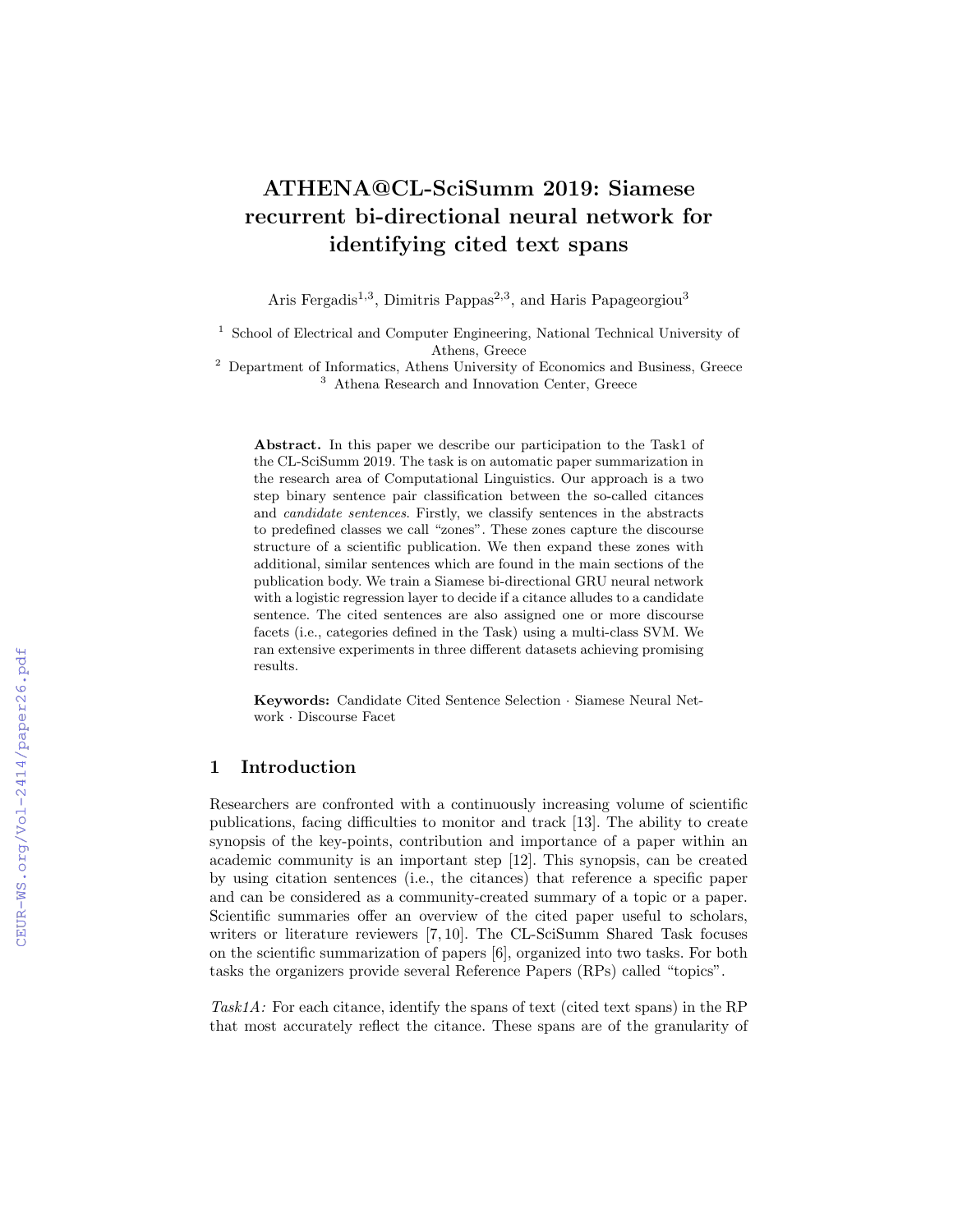# ATHENA@CL-SciSumm 2019: Siamese recurrent bi-directional neural network for identifying cited text spans

Aris Fergadis[1,3], Dimitris Pappas[2,3], and Haris Papageorgiou[3]

[1] School of Electrical and Computer Engineering, National Technical University of Athens, Greece
[2] Department of Informatics, Athens University of Economics and Business, Greece
[3] Athena Research and Innovation Center, Greece

**Abstract.** In this paper we describe our participation to the Task1 of the CL-SciSumm 2019. The task is on automatic paper summarization in the research area of Computational Linguistics. Our approach is a two step binary sentence pair classification between the so-called citances and *candidate sentences*. Firstly, we classify sentences in the abstracts to predefined classes we call "zones". These zones capture the discourse structure of a scientific publication. We then expand these zones with additional, similar sentences which are found in the main sections of the publication body. We train a Siamese bi-directional GRU neural network with a logistic regression layer to decide if a citance alludes to a candidate sentence. The cited sentences are also assigned one or more discourse facets (i.e., categories defined in the Task) using a multi-class SVM. We ran extensive experiments in three different datasets achieving promising results.

**Keywords:** Candidate Cited Sentence Selection · Siamese Neural Network · Discourse Facet

## 1 Introduction

Researchers are confronted with a continuously increasing volume of scientific publications, facing difficulties to monitor and track [13]. The ability to create synopsis of the key-points, contribution and importance of a paper within an academic community is an important step [12]. This synopsis, can be created by using citation sentences (i.e., the citances) that reference a specific paper and can be considered as a community-created summary of a topic or a paper. Scientific summaries offer an overview of the cited paper useful to scholars, writers or literature reviewers [7, 10]. The CL-SciSumm Shared Task focuses on the scientific summarization of papers [6], organized into two tasks. For both tasks the organizers provide several Reference Papers (RPs) called "topics".

*Task1A:* For each citance, identify the spans of text (cited text spans) in the RP that most accurately reflect the citance. These spans are of the granularity of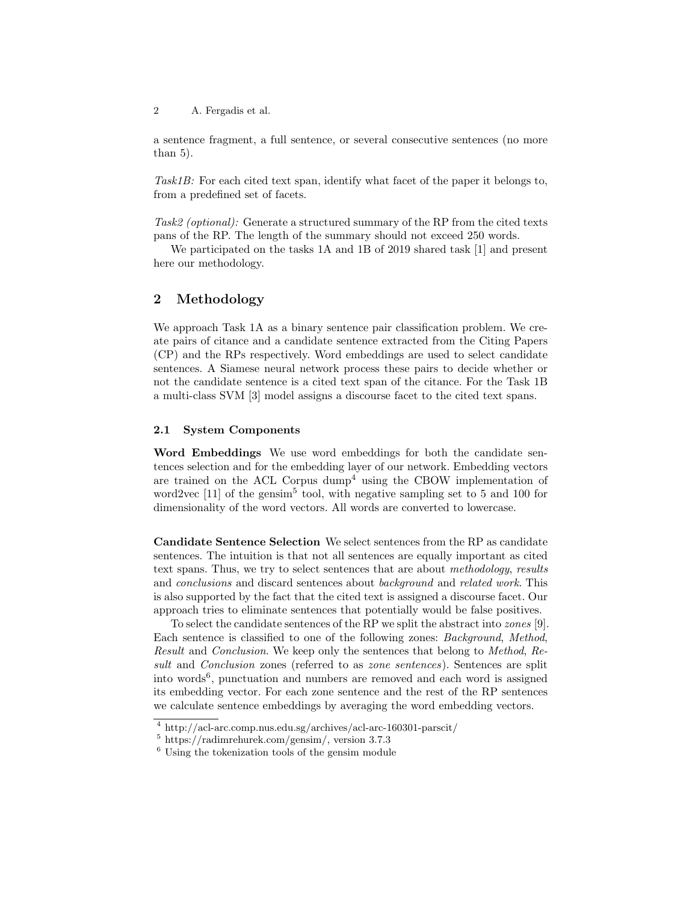a sentence fragment, a full sentence, or several consecutive sentences (no more than 5).

*Task1B:* For each cited text span, identify what facet of the paper it belongs to, from a predefined set of facets.

*Task2 (optional):* Generate a structured summary of the RP from the cited texts pans of the RP. The length of the summary should not exceed 250 words.

We participated on the tasks 1A and 1B of 2019 shared task [1] and present here our methodology.

## 2 Methodology

We approach Task 1A as a binary sentence pair classification problem. We create pairs of citance and a candidate sentence extracted from the Citing Papers (CP) and the RPs respectively. Word embeddings are used to select candidate sentences. A Siamese neural network process these pairs to decide whether or not the candidate sentence is a cited text span of the citance. For the Task 1B a multi-class SVM [3] model assigns a discourse facet to the cited text spans.

### 2.1 System Components

**Word Embeddings** We use word embeddings for both the candidate sentences selection and for the embedding layer of our network. Embedding vectors are trained on the ACL Corpus dump[4] using the CBOW implementation of word2vec [11] of the gensim[5] tool, with negative sampling set to 5 and 100 for dimensionality of the word vectors. All words are converted to lowercase.

**Candidate Sentence Selection** We select sentences from the RP as candidate sentences. The intuition is that not all sentences are equally important as cited text spans. Thus, we try to select sentences that are about *methodology*, *results* and *conclusions* and discard sentences about *background* and *related work*. This is also supported by the fact that the cited text is assigned a discourse facet. Our approach tries to eliminate sentences that potentially would be false positives.

To select the candidate sentences of the RP we split the abstract into *zones* [9]. Each sentence is classified to one of the following zones: *Background*, *Method*, *Result* and *Conclusion*. We keep only the sentences that belong to *Method*, *Result* and *Conclusion* zones (referred to as *zone sentences*). Sentences are split into words[6], punctuation and numbers are removed and each word is assigned its embedding vector. For each zone sentence and the rest of the RP sentences we calculate sentence embeddings by averaging the word embedding vectors.

[4] http://acl-arc.comp.nus.edu.sg/archives/acl-arc-160301-parscit/

[5] https://radimrehurek.com/gensim/, version 3.7.3

[6] Using the tokenization tools of the gensim module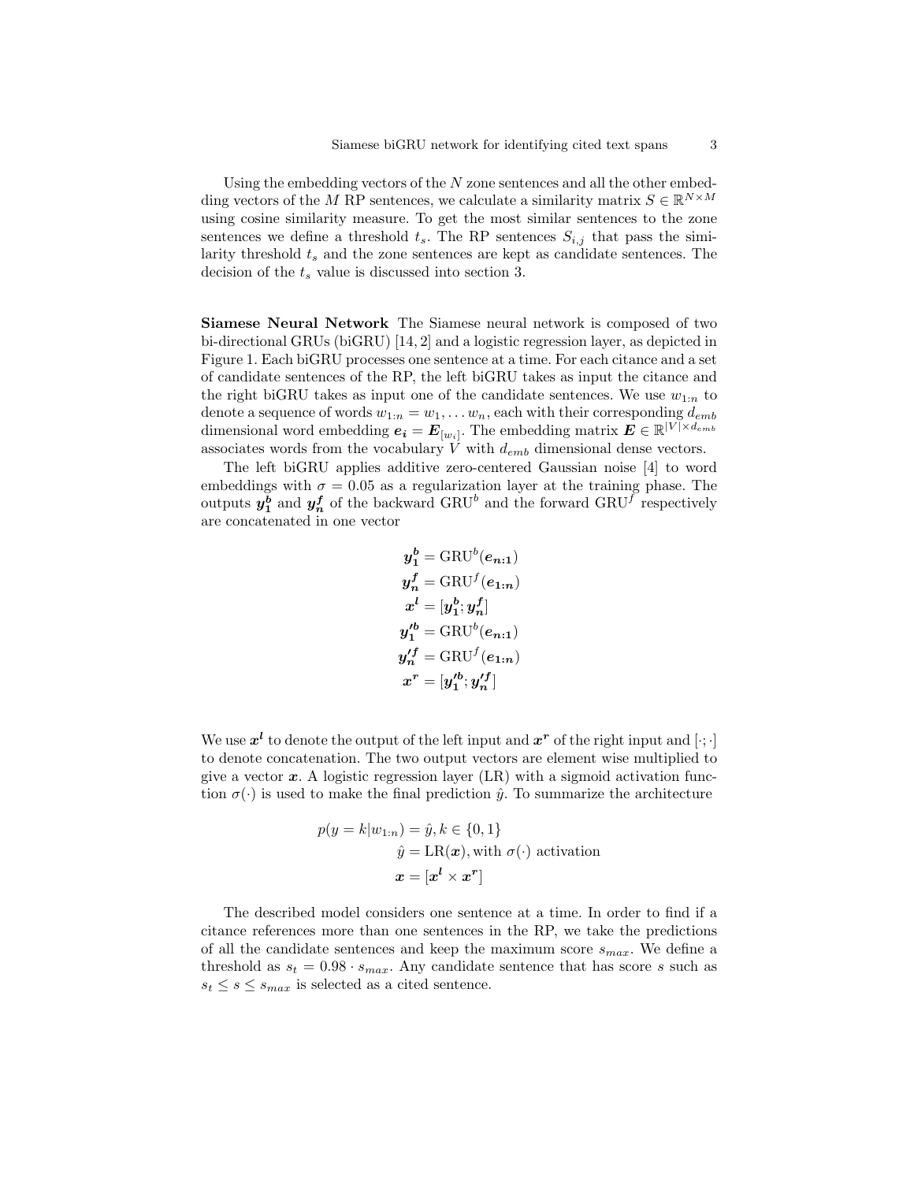Using the embedding vectors of the $N$ zone sentences and all the other embedding vectors of the $M$ RP sentences, we calculate a similarity matrix $S \in \mathbb{R}^{N \times M}$ using cosine similarity measure. To get the most similar sentences to the zone sentences we define a threshold $t_s$. The RP sentences $S_{i,j}$ that pass the similarity threshold $t_s$ and the zone sentences are kept as candidate sentences. The decision of the $t_s$ value is discussed into section 3.

**Siamese Neural Network** The Siamese neural network is composed of two bi-directional GRUs (biGRU) [14, 2] and a logistic regression layer, as depicted in Figure 1. Each biGRU processes one sentence at a time. For each citance and a set of candidate sentences of the RP, the left biGRU takes as input the citance and the right biGRU takes as input one of the candidate sentences. We use $w_{1:n}$ to denote a sequence of words $w_{1:n} = w_1, \ldots w_n$, each with their corresponding $d_{emb}$ dimensional word embedding $\boldsymbol{e_i} = \boldsymbol{E}_{[w_i]}$. The embedding matrix $\boldsymbol{E} \in \mathbb{R}^{|V| \times d_{emb}}$ associates words from the vocabulary $V$ with $d_{emb}$ dimensional dense vectors.

The left biGRU applies additive zero-centered Gaussian noise [4] to word embeddings with $\sigma = 0.05$ as a regularization layer at the training phase. The outputs $\boldsymbol{y_1^b}$ and $\boldsymbol{y_n^f}$ of the backward GRU$^b$ and the forward GRU$^f$ respectively are concatenated in one vector

$$
\begin{aligned}
\boldsymbol{y_1^b} &= \mathrm{GRU}^b(\boldsymbol{e_{n:1}}) \\
\boldsymbol{y_n^f} &= \mathrm{GRU}^f(\boldsymbol{e_{1:n}}) \\
\boldsymbol{x^l} &= [\boldsymbol{y_1^b}; \boldsymbol{y_n^f}] \\
\boldsymbol{y_1'^b} &= \mathrm{GRU}^b(\boldsymbol{e_{n:1}}) \\
\boldsymbol{y_n'^f} &= \mathrm{GRU}^f(\boldsymbol{e_{1:n}}) \\
\boldsymbol{x^r} &= [\boldsymbol{y_1'^b}; \boldsymbol{y_n'^f}]
\end{aligned}
$$

We use $\boldsymbol{x^l}$ to denote the output of the left input and $\boldsymbol{x^r}$ of the right input and $[\cdot;\cdot]$ to denote concatenation. The two output vectors are element wise multiplied to give a vector $\boldsymbol{x}$. A logistic regression layer (LR) with a sigmoid activation function $\sigma(\cdot)$ is used to make the final prediction $\hat{y}$. To summarize the architecture

$$
\begin{aligned}
p(y = k | w_{1:n}) = \hat{y}, k \in \{0, 1\} \\
\hat{y} = \mathrm{LR}(\boldsymbol{x}), \text{with } \sigma(\cdot) \text{ activation} \\
\boldsymbol{x} = [\boldsymbol{x^l} \times \boldsymbol{x^r}]
\end{aligned}
$$

The described model considers one sentence at a time. In order to find if a citance references more than one sentences in the RP, we take the predictions of all the candidate sentences and keep the maximum score $s_{max}$. We define a threshold as $s_t = 0.98 \cdot s_{max}$. Any candidate sentence that has score $s$ such as $s_t \leq s \leq s_{max}$ is selected as a cited sentence.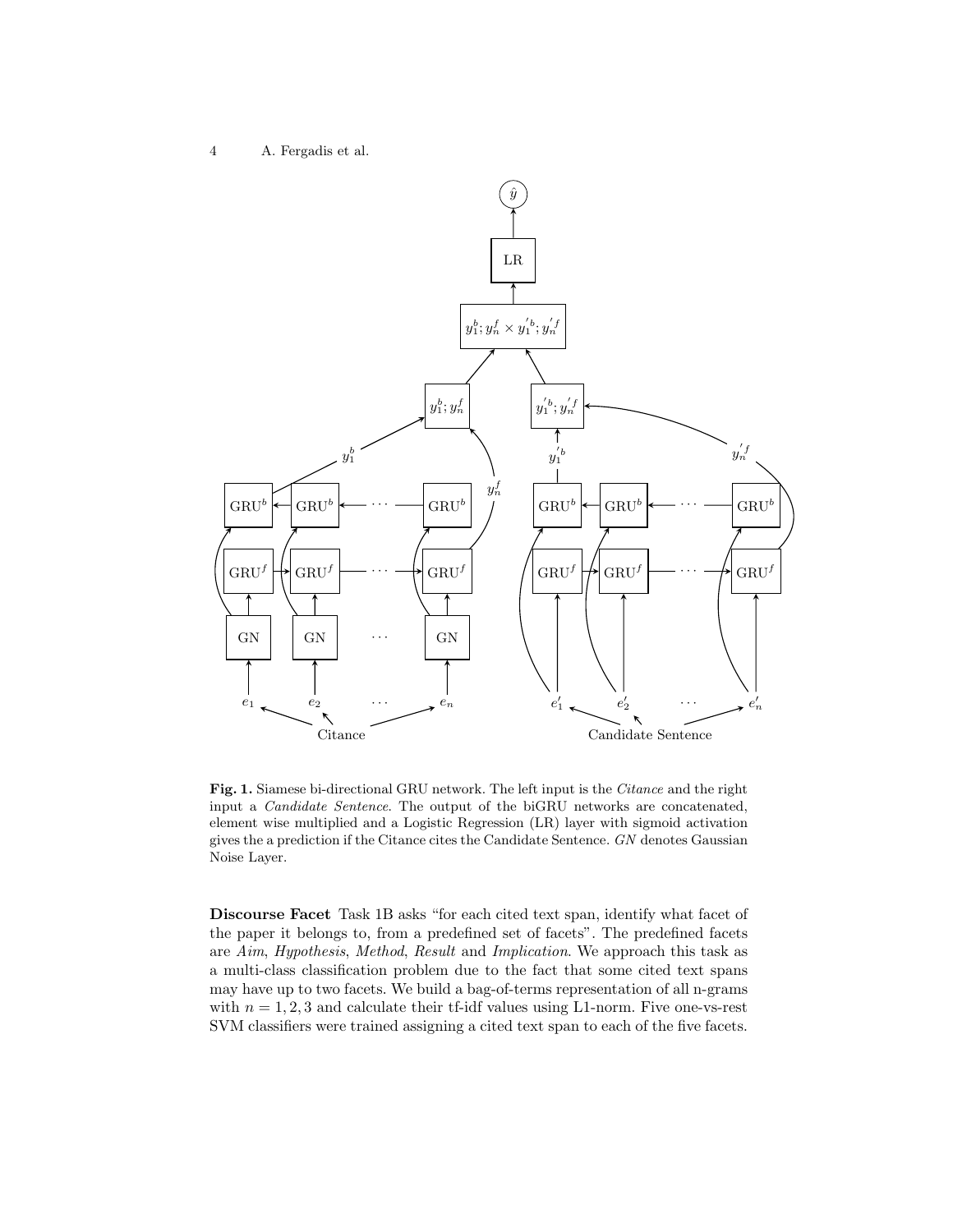$\hat{y}$

LR

$y_1^b; y_n^f \times y_1^{'b}; y_n^{'f}$

$y_1^b; y_n^f$

$y_1^{'b}; y_n^{'f}$

$y_1^b$

$y_n^f$

$y_1^{'b}$

$y_n^{'f}$

$\text{GRU}^b$ $\text{GRU}^b$ $\cdots$ $\text{GRU}^b$

$\text{GRU}^f$ $\text{GRU}^f$ $\cdots$ $\text{GRU}^f$

GN GN $\cdots$ GN

$e_1$ $e_2$ $\cdots$ $e_n$

Citance

$\text{GRU}^b$ $\text{GRU}^b$ $\cdots$ $\text{GRU}^b$

$\text{GRU}^f$ $\text{GRU}^f$ $\cdots$ $\text{GRU}^f$

$e'_1$ $e'_2$ $\cdots$ $e'_n$

Candidate Sentence

**Fig. 1.** Siamese bi-directional GRU network. The left input is the *Citance* and the right input a *Candidate Sentence*. The output of the biGRU networks are concatenated, element wise multiplied and a Logistic Regression (LR) layer with sigmoid activation gives the a prediction if the Citance cites the Candidate Sentence. *GN* denotes Gaussian Noise Layer.

**Discourse Facet** Task 1B asks "for each cited text span, identify what facet of the paper it belongs to, from a predefined set of facets". The predefined facets are *Aim*, *Hypothesis*, *Method*, *Result* and *Implication*. We approach this task as a multi-class classification problem due to the fact that some cited text spans may have up to two facets. We build a bag-of-terms representation of all n-grams with $n = 1, 2, 3$ and calculate their tf-idf values using L1-norm. Five one-vs-rest SVM classifiers were trained assigning a cited text span to each of the five facets.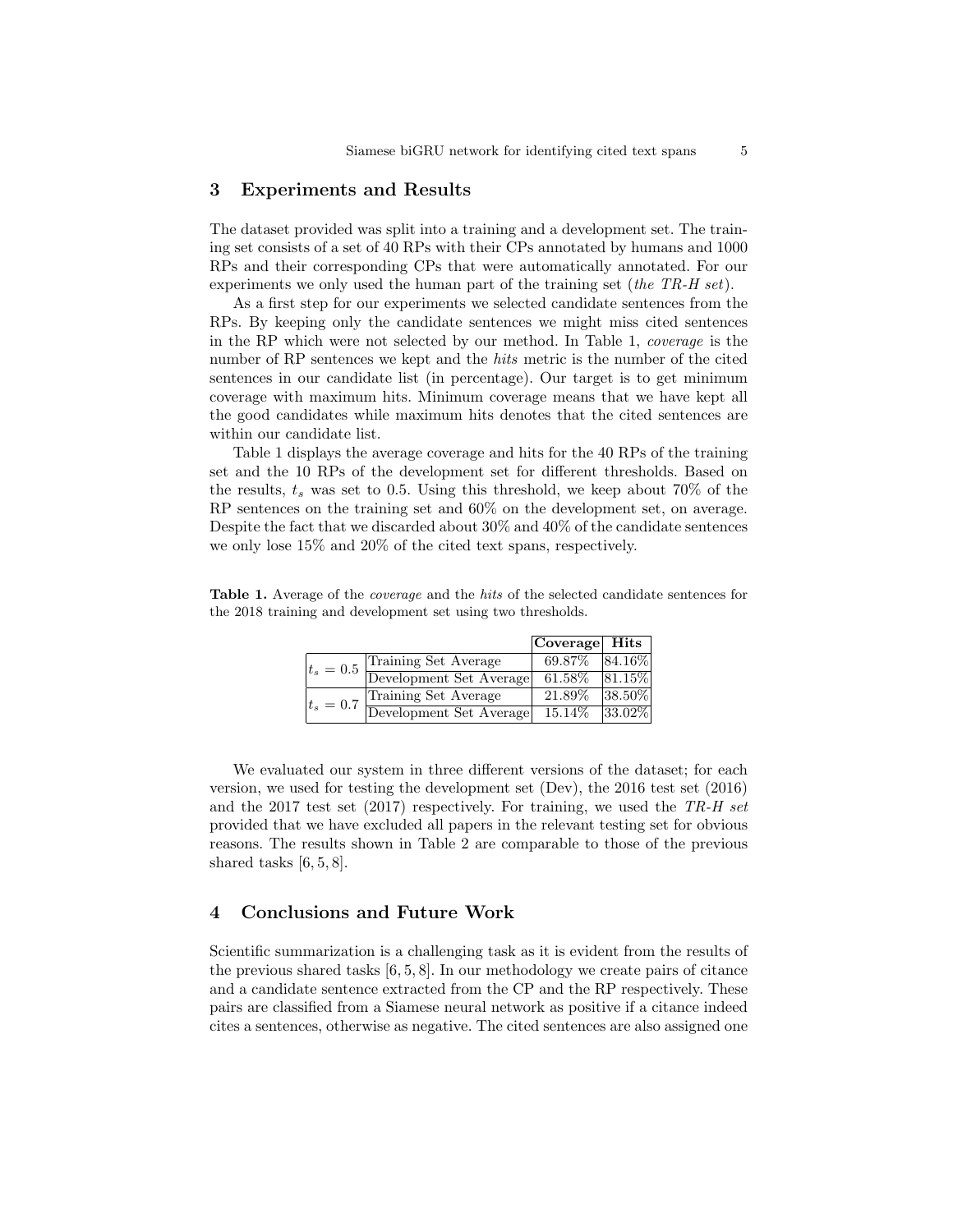## 3 Experiments and Results

The dataset provided was split into a training and a development set. The training set consists of a set of 40 RPs with their CPs annotated by humans and 1000 RPs and their corresponding CPs that were automatically annotated. For our experiments we only used the human part of the training set (*the TR-H set*).

As a first step for our experiments we selected candidate sentences from the RPs. By keeping only the candidate sentences we might miss cited sentences in the RP which were not selected by our method. In Table 1, *coverage* is the number of RP sentences we kept and the *hits* metric is the number of the cited sentences in our candidate list (in percentage). Our target is to get minimum coverage with maximum hits. Minimum coverage means that we have kept all the good candidates while maximum hits denotes that the cited sentences are within our candidate list.

Table 1 displays the average coverage and hits for the 40 RPs of the training set and the 10 RPs of the development set for different thresholds. Based on the results, $t_s$ was set to 0.5. Using this threshold, we keep about 70% of the RP sentences on the training set and 60% on the development set, on average. Despite the fact that we discarded about 30% and 40% of the candidate sentences we only lose 15% and 20% of the cited text spans, respectively.

**Table 1.** Average of the *coverage* and the *hits* of the selected candidate sentences for the 2018 training and development set using two thresholds.

| | | **Coverage** | **Hits** |
|---|---|---|---|
| $t_s = 0.5$ | Training Set Average | 69.87% | 84.16% |
| | Development Set Average | 61.58% | 81.15% |
| $t_s = 0.7$ | Training Set Average | 21.89% | 38.50% |
| | Development Set Average | 15.14% | 33.02% |

We evaluated our system in three different versions of the dataset; for each version, we used for testing the development set (Dev), the 2016 test set (2016) and the 2017 test set (2017) respectively. For training, we used the *TR-H set* provided that we have excluded all papers in the relevant testing set for obvious reasons. The results shown in Table 2 are comparable to those of the previous shared tasks [6, 5, 8].

## 4 Conclusions and Future Work

Scientific summarization is a challenging task as it is evident from the results of the previous shared tasks [6, 5, 8]. In our methodology we create pairs of citance and a candidate sentence extracted from the CP and the RP respectively. These pairs are classified from a Siamese neural network as positive if a citance indeed cites a sentences, otherwise as negative. The cited sentences are also assigned one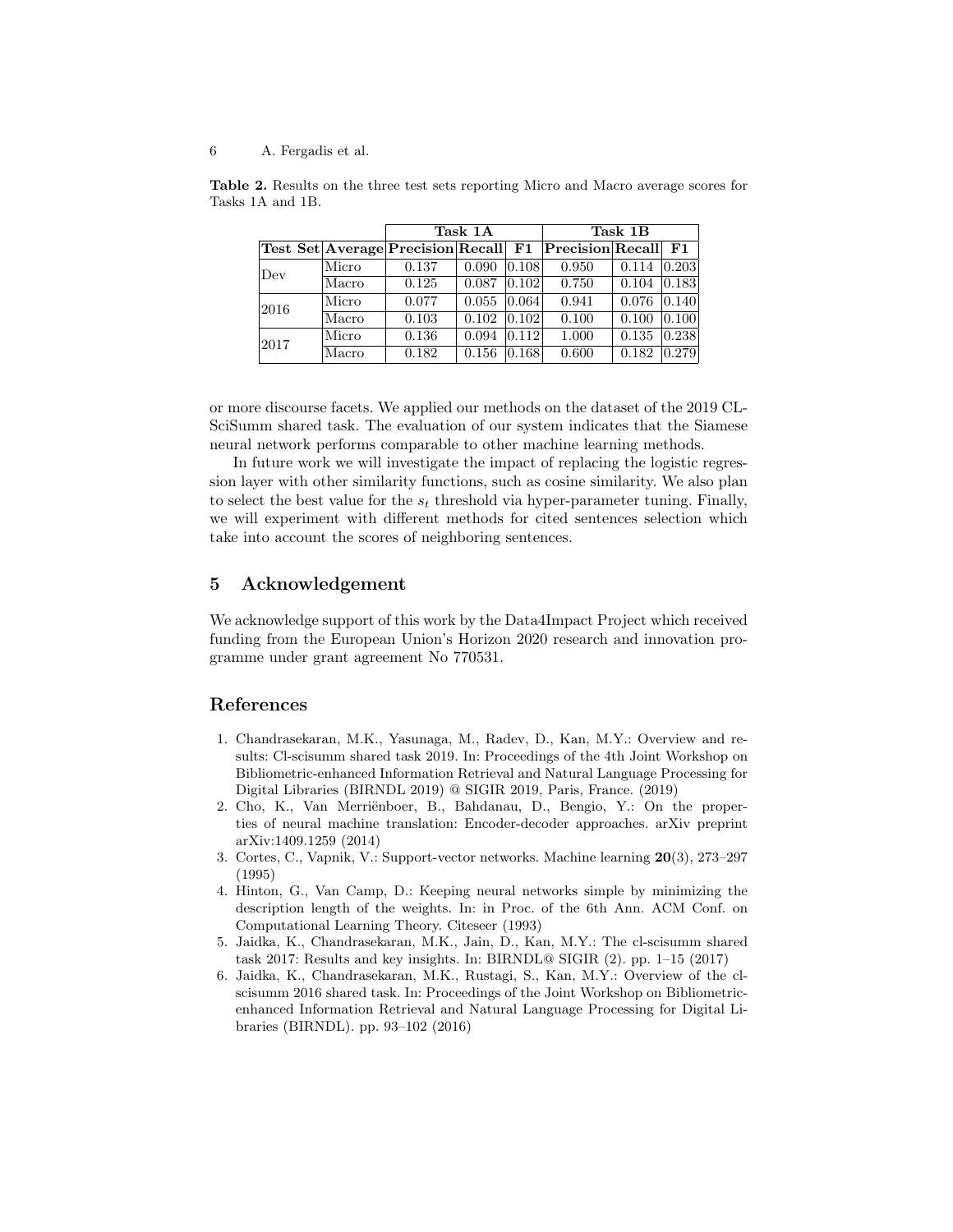**Table 2.** Results on the three test sets reporting Micro and Macro average scores for Tasks 1A and 1B.

| | | Task 1A | | | Task 1B | | |
|---|---|---|---|---|---|---|---|
| **Test Set** | **Average** | **Precision** | **Recall** | **F1** | **Precision** | **Recall** | **F1** |
| Dev | Micro | 0.137 | 0.090 | 0.108 | 0.950 | 0.114 | 0.203 |
| | Macro | 0.125 | 0.087 | 0.102 | 0.750 | 0.104 | 0.183 |
| 2016 | Micro | 0.077 | 0.055 | 0.064 | 0.941 | 0.076 | 0.140 |
| | Macro | 0.103 | 0.102 | 0.102 | 0.100 | 0.100 | 0.100 |
| 2017 | Micro | 0.136 | 0.094 | 0.112 | 1.000 | 0.135 | 0.238 |
| | Macro | 0.182 | 0.156 | 0.168 | 0.600 | 0.182 | 0.279 |

or more discourse facets. We applied our methods on the dataset of the 2019 CL-SciSumm shared task. The evaluation of our system indicates that the Siamese neural network performs comparable to other machine learning methods.

In future work we will investigate the impact of replacing the logistic regression layer with other similarity functions, such as cosine similarity. We also plan to select the best value for the $s_t$ threshold via hyper-parameter tuning. Finally, we will experiment with different methods for cited sentences selection which take into account the scores of neighboring sentences.

## 5 Acknowledgement

We acknowledge support of this work by the Data4Impact Project which received funding from the European Union's Horizon 2020 research and innovation programme under grant agreement No 770531.

## References

1. Chandrasekaran, M.K., Yasunaga, M., Radev, D., Kan, M.Y.: Overview and results: Cl-scisumm shared task 2019. In: Proceedings of the 4th Joint Workshop on Bibliometric-enhanced Information Retrieval and Natural Language Processing for Digital Libraries (BIRNDL 2019) @ SIGIR 2019, Paris, France. (2019)
2. Cho, K., Van Merriënboer, B., Bahdanau, D., Bengio, Y.: On the properties of neural machine translation: Encoder-decoder approaches. arXiv preprint arXiv:1409.1259 (2014)
3. Cortes, C., Vapnik, V.: Support-vector networks. Machine learning **20**(3), 273–297 (1995)
4. Hinton, G., Van Camp, D.: Keeping neural networks simple by minimizing the description length of the weights. In: in Proc. of the 6th Ann. ACM Conf. on Computational Learning Theory. Citeseer (1993)
5. Jaidka, K., Chandrasekaran, M.K., Jain, D., Kan, M.Y.: The cl-scisumm shared task 2017: Results and key insights. In: BIRNDL@ SIGIR (2). pp. 1–15 (2017)
6. Jaidka, K., Chandrasekaran, M.K., Rustagi, S., Kan, M.Y.: Overview of the cl-scisumm 2016 shared task. In: Proceedings of the Joint Workshop on Bibliometric-enhanced Information Retrieval and Natural Language Processing for Digital Libraries (BIRNDL). pp. 93–102 (2016)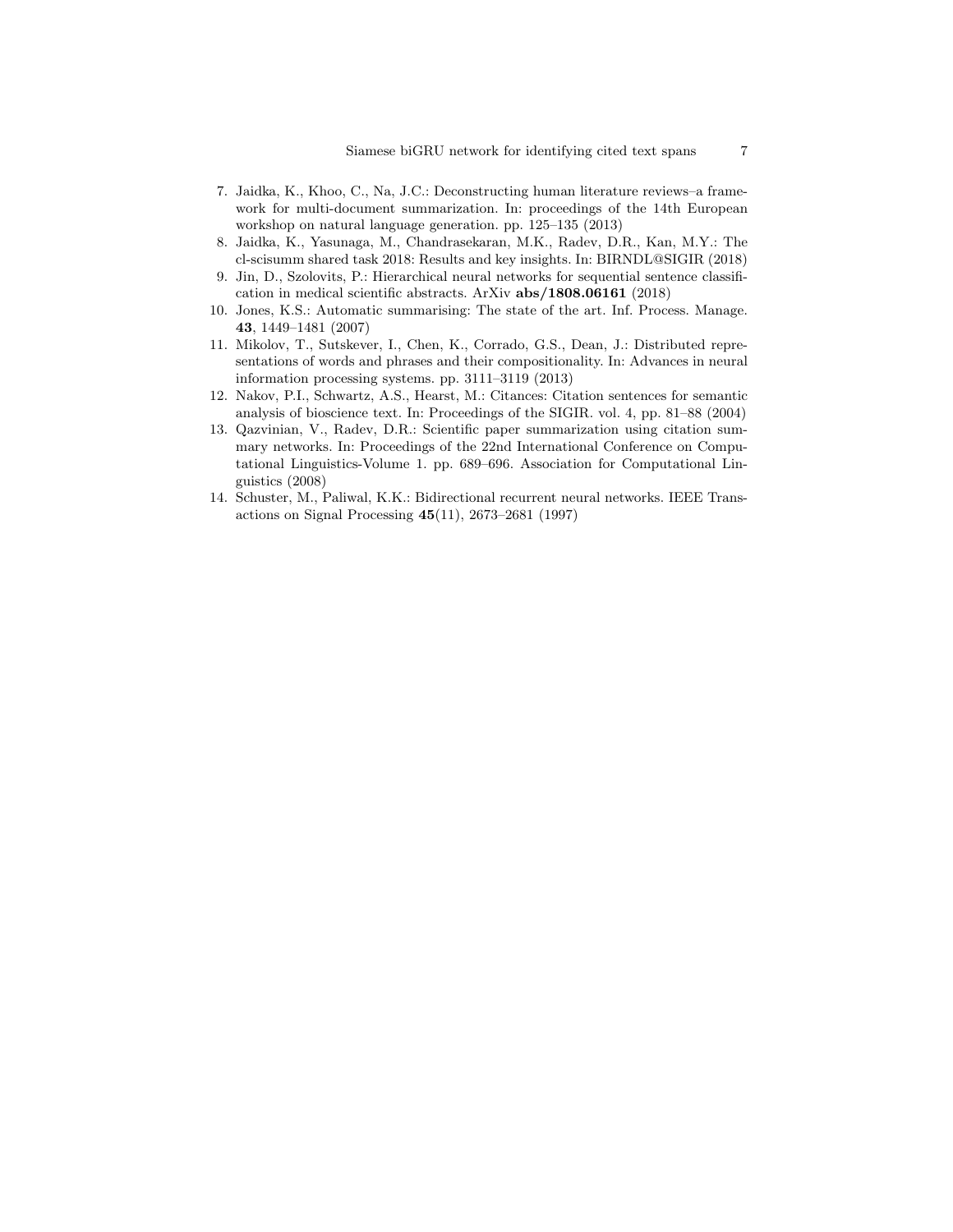7. Jaidka, K., Khoo, C., Na, J.C.: Deconstructing human literature reviews–a framework for multi-document summarization. In: proceedings of the 14th European workshop on natural language generation. pp. 125–135 (2013)
8. Jaidka, K., Yasunaga, M., Chandrasekaran, M.K., Radev, D.R., Kan, M.Y.: The cl-scisumm shared task 2018: Results and key insights. In: BIRNDL@SIGIR (2018)
9. Jin, D., Szolovits, P.: Hierarchical neural networks for sequential sentence classification in medical scientific abstracts. ArXiv **abs/1808.06161** (2018)
10. Jones, K.S.: Automatic summarising: The state of the art. Inf. Process. Manage. **43**, 1449–1481 (2007)
11. Mikolov, T., Sutskever, I., Chen, K., Corrado, G.S., Dean, J.: Distributed representations of words and phrases and their compositionality. In: Advances in neural information processing systems. pp. 3111–3119 (2013)
12. Nakov, P.I., Schwartz, A.S., Hearst, M.: Citances: Citation sentences for semantic analysis of bioscience text. In: Proceedings of the SIGIR. vol. 4, pp. 81–88 (2004)
13. Qazvinian, V., Radev, D.R.: Scientific paper summarization using citation summary networks. In: Proceedings of the 22nd International Conference on Computational Linguistics-Volume 1. pp. 689–696. Association for Computational Linguistics (2008)
14. Schuster, M., Paliwal, K.K.: Bidirectional recurrent neural networks. IEEE Transactions on Signal Processing **45**(11), 2673–2681 (1997)